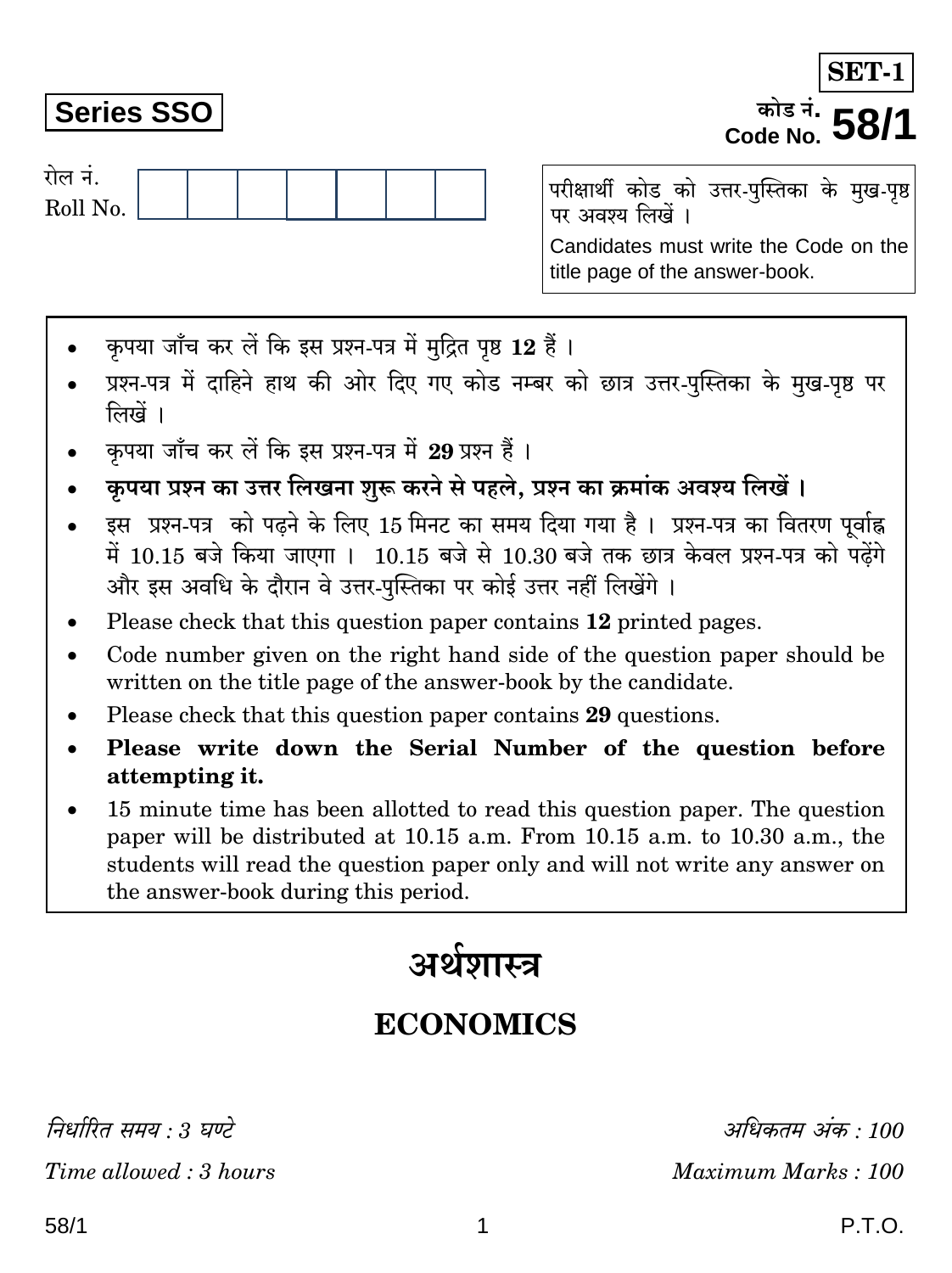**SET-1**

**Series SSO**

कोड नं.
Code No. **58/1**

रोल नं.
Roll No.

|   |   |   |   |   |   |   |
|---|---|---|---|---|---|---|
|   |   |   |   |   |   |   |

परीक्षार्थी कोड को उत्तर-पुस्तिका के मुख-पृष्ठ पर अवश्य लिखें ।

Candidates must write the Code on the title page of the answer-book.

- कृपया जाँच कर लें कि इस प्रश्न-पत्र में मुद्रित पृष्ठ **12** हैं ।
- प्रश्न-पत्र में दाहिने हाथ की ओर दिए गए कोड नम्बर को छात्र उत्तर-पुस्तिका के मुख-पृष्ठ पर लिखें ।
- कृपया जाँच कर लें कि इस प्रश्न-पत्र में **29** प्रश्न हैं ।
- **कृपया प्रश्न का उत्तर लिखना शुरू करने से पहले, प्रश्न का क्रमांक अवश्य लिखें ।**
- इस प्रश्न-पत्र को पढ़ने के लिए 15 मिनट का समय दिया गया है । प्रश्न-पत्र का वितरण पूर्वाह्न में 10.15 बजे किया जाएगा । 10.15 बजे से 10.30 बजे तक छात्र केवल प्रश्न-पत्र को पढ़ेंगे और इस अवधि के दौरान वे उत्तर-पुस्तिका पर कोई उत्तर नहीं लिखेंगे ।
- Please check that this question paper contains **12** printed pages.
- Code number given on the right hand side of the question paper should be written on the title page of the answer-book by the candidate.
- Please check that this question paper contains **29** questions.
- **Please write down the Serial Number of the question before attempting it.**
- 15 minute time has been allotted to read this question paper. The question paper will be distributed at 10.15 a.m. From 10.15 a.m. to 10.30 a.m., the students will read the question paper only and will not write any answer on the answer-book during this period.

# अर्थशास्त्र

# ECONOMICS

*निर्धारित समय : 3 घण्टे* | *अधिकतम अंक : 100*

*Time allowed : 3 hours* | *Maximum Marks : 100*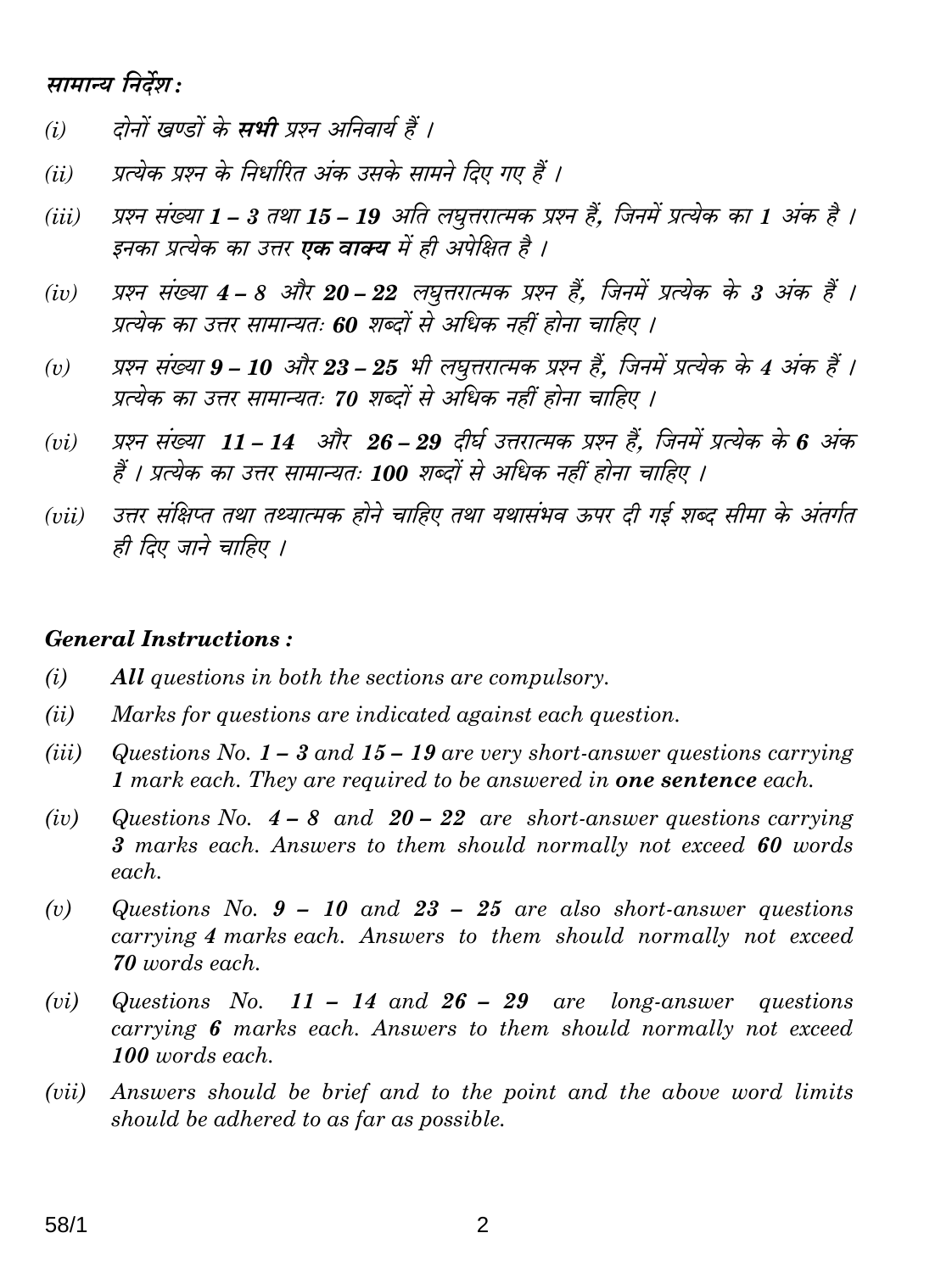### *सामान्य निर्देश :*

*(i)* *दोनों खण्डों के **सभी** प्रश्न अनिवार्य हैं ।*

*(ii)* *प्रत्येक प्रश्न के निर्धारित अंक उसके सामने दिए गए हैं ।*

*(iii)* *प्रश्न संख्या **1 – 3** तथा **15 – 19** अति लघुत्तरात्मक प्रश्न हैं, जिनमें प्रत्येक का **1** अंक है । इनका प्रत्येक का उत्तर **एक वाक्य** में ही अपेक्षित है ।*

*(iv)* *प्रश्न संख्या **4 – 8** और **20 – 22** लघुत्तरात्मक प्रश्न हैं, जिनमें प्रत्येक के **3** अंक हैं । प्रत्येक का उत्तर सामान्यतः **60** शब्दों से अधिक नहीं होना चाहिए ।*

*(v)* *प्रश्न संख्या **9 – 10** और **23 – 25** भी लघुत्तरात्मक प्रश्न हैं, जिनमें प्रत्येक के **4** अंक हैं । प्रत्येक का उत्तर सामान्यतः **70** शब्दों से अधिक नहीं होना चाहिए ।*

*(vi)* *प्रश्न संख्या **11 – 14** और **26 – 29** दीर्घ उत्तरात्मक प्रश्न हैं, जिनमें प्रत्येक के **6** अंक हैं । प्रत्येक का उत्तर सामान्यतः **100** शब्दों से अधिक नहीं होना चाहिए ।*

*(vii)* *उत्तर संक्षिप्त तथा तथ्यात्मक होने चाहिए तथा यथासंभव ऊपर दी गई शब्द सीमा के अंतर्गत ही दिए जाने चाहिए ।*

### *General Instructions :*

*(i)* ***All** questions in both the sections are compulsory.*

*(ii)* *Marks for questions are indicated against each question.*

*(iii)* *Questions No. **1 – 3** and **15 – 19** are very short-answer questions carrying **1** mark each. They are required to be answered in **one sentence** each.*

*(iv)* *Questions No. **4 – 8** and **20 – 22** are short-answer questions carrying **3** marks each. Answers to them should normally not exceed **60** words each.*

*(v)* *Questions No. **9 – 10** and **23 – 25** are also short-answer questions carrying **4** marks each. Answers to them should normally not exceed **70** words each.*

*(vi)* *Questions No. **11 – 14** and **26 – 29** are long-answer questions carrying **6** marks each. Answers to them should normally not exceed **100** words each.*

*(vii)* *Answers should be brief and to the point and the above word limits should be adhered to as far as possible.*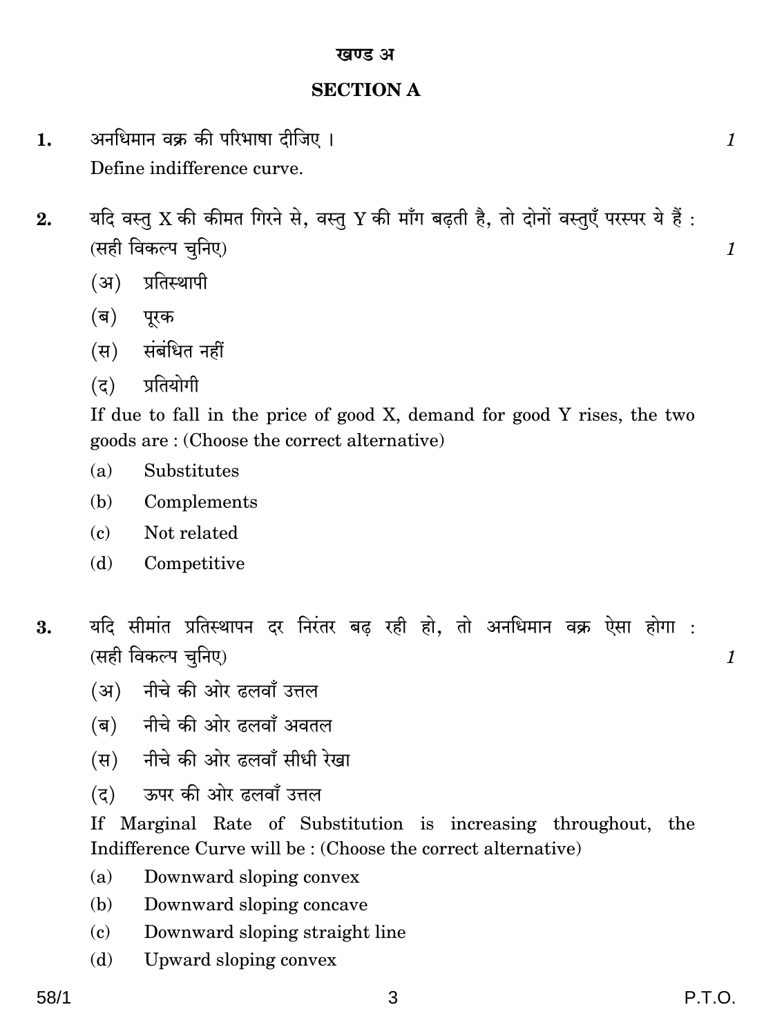## खण्ड अ

## SECTION A

**1.** अनधिमान वक्र की परिभाषा दीजिए । *1*

Define indifference curve.

**2.** यदि वस्तु X की कीमत गिरने से, वस्तु Y की माँग बढ़ती है, तो दोनों वस्तुएँ परस्पर ये हैं : (सही विकल्प चुनिए) *1*

(अ) प्रतिस्थापी

(ब) पूरक

(स) संबंधित नहीं

(द) प्रतियोगी

If due to fall in the price of good X, demand for good Y rises, the two goods are : (Choose the correct alternative)

(a) Substitutes

(b) Complements

(c) Not related

(d) Competitive

**3.** यदि सीमांत प्रतिस्थापन दर निरंतर बढ़ रही हो, तो अनधिमान वक्र ऐसा होगा : (सही विकल्प चुनिए) *1*

(अ) नीचे की ओर ढलवाँ उत्तल

(ब) नीचे की ओर ढलवाँ अवतल

(स) नीचे की ओर ढलवाँ सीधी रेखा

(द) ऊपर की ओर ढलवाँ उत्तल

If Marginal Rate of Substitution is increasing throughout, the Indifference Curve will be : (Choose the correct alternative)

(a) Downward sloping convex

(b) Downward sloping concave

(c) Downward sloping straight line

(d) Upward sloping convex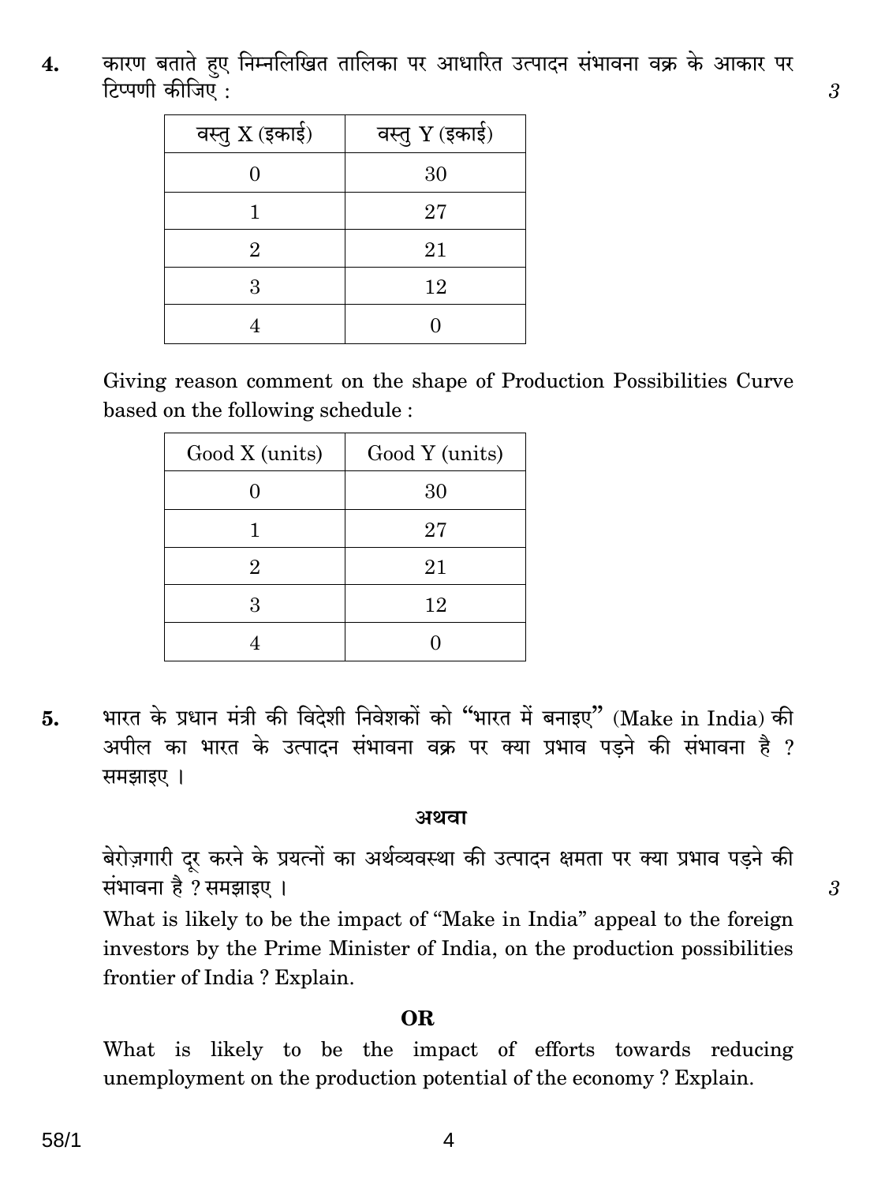**4.** कारण बताते हुए निम्नलिखित तालिका पर आधारित उत्पादन संभावना वक्र के आकार पर टिप्पणी कीजिए : 3

| वस्तु X (इकाई) | वस्तु Y (इकाई) |
|---|---|
| 0 | 30 |
| 1 | 27 |
| 2 | 21 |
| 3 | 12 |
| 4 | 0 |

Giving reason comment on the shape of Production Possibilities Curve based on the following schedule :

| Good X (units) | Good Y (units) |
|---|---|
| 0 | 30 |
| 1 | 27 |
| 2 | 21 |
| 3 | 12 |
| 4 | 0 |

**5.** भारत के प्रधान मंत्री की विदेशी निवेशकों को "भारत में बनाइए" (Make in India) की अपील का भारत के उत्पादन संभावना वक्र पर क्या प्रभाव पड़ने की संभावना है ? समझाइए ।

**अथवा**

बेरोज़गारी दूर करने के प्रयत्नों का अर्थव्यवस्था की उत्पादन क्षमता पर क्या प्रभाव पड़ने की संभावना है ? समझाइए । 3

What is likely to be the impact of "Make in India" appeal to the foreign investors by the Prime Minister of India, on the production possibilities frontier of India ? Explain.

**OR**

What is likely to be the impact of efforts towards reducing unemployment on the production potential of the economy ? Explain.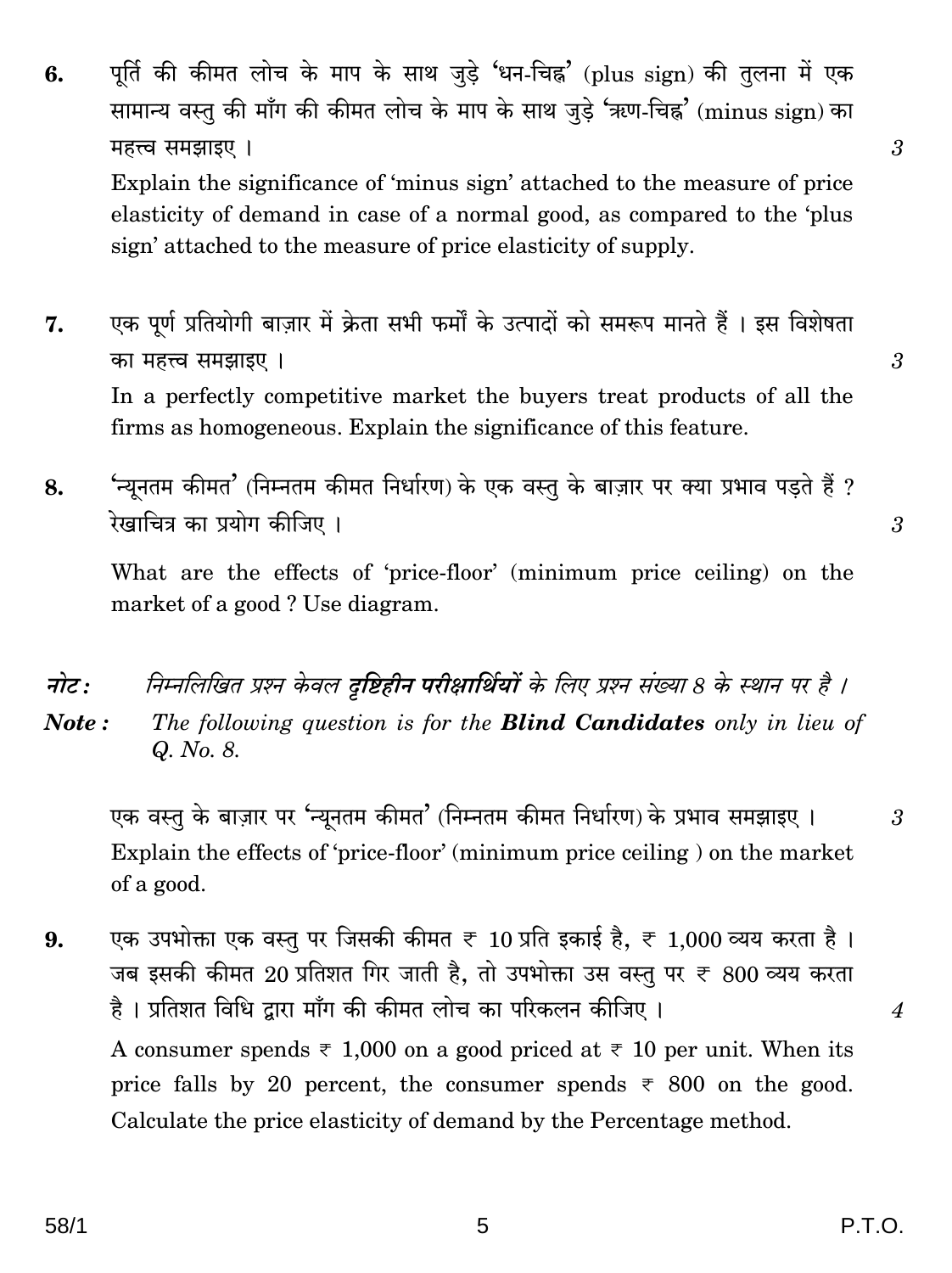6. पूर्ति की कीमत लोच के माप के साथ जुड़े 'धन-चिह्न' (plus sign) की तुलना में एक सामान्य वस्तु की माँग की कीमत लोच के माप के साथ जुड़े 'ऋण-चिह्न' (minus sign) का महत्त्व समझाइए । 3

   Explain the significance of 'minus sign' attached to the measure of price elasticity of demand in case of a normal good, as compared to the 'plus sign' attached to the measure of price elasticity of supply.

7. एक पूर्ण प्रतियोगी बाज़ार में क्रेता सभी फर्मों के उत्पादों को समरूप मानते हैं । इस विशेषता का महत्त्व समझाइए । 3

   In a perfectly competitive market the buyers treat products of all the firms as homogeneous. Explain the significance of this feature.

8. 'न्यूनतम कीमत' (निम्नतम कीमत निर्धारण) के एक वस्तु के बाज़ार पर क्या प्रभाव पड़ते हैं ? रेखाचित्र का प्रयोग कीजिए । 3

   What are the effects of 'price-floor' (minimum price ceiling) on the market of a good ? Use diagram.

*नोट :* *निम्नलिखित प्रश्न केवल **दृष्टिहीन परीक्षार्थियों** के लिए प्रश्न संख्या 8 के स्थान पर है ।*

***Note :*** *The following question is for the **Blind Candidates** only in lieu of Q. No. 8.*

   एक वस्तु के बाज़ार पर 'न्यूनतम कीमत' (निम्नतम कीमत निर्धारण) के प्रभाव समझाइए । 3

   Explain the effects of 'price-floor' (minimum price ceiling ) on the market of a good.

9. एक उपभोक्ता एक वस्तु पर जिसकी कीमत ₹ 10 प्रति इकाई है, ₹ 1,000 व्यय करता है । जब इसकी कीमत 20 प्रतिशत गिर जाती है, तो उपभोक्ता उस वस्तु पर ₹ 800 व्यय करता है । प्रतिशत विधि द्वारा माँग की कीमत लोच का परिकलन कीजिए । 4

   A consumer spends ₹ 1,000 on a good priced at ₹ 10 per unit. When its price falls by 20 percent, the consumer spends ₹ 800 on the good. Calculate the price elasticity of demand by the Percentage method.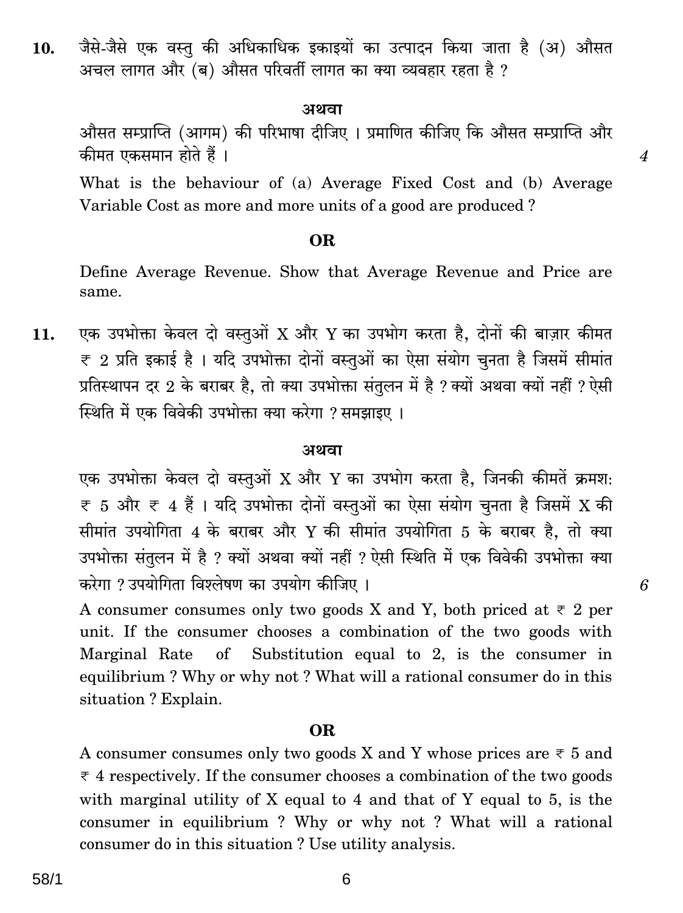10. जैसे-जैसे एक वस्तु की अधिकाधिक इकाइयों का उत्पादन किया जाता है (अ) औसत अचल लागत और (ब) औसत परिवर्ती लागत का क्या व्यवहार रहता है ?

**अथवा**

औसत सम्प्राप्ति (आगम) की परिभाषा दीजिए । प्रमाणित कीजिए कि औसत सम्प्राप्ति और कीमत एकसमान होते हैं । *4*

What is the behaviour of (a) Average Fixed Cost and (b) Average Variable Cost as more and more units of a good are produced ?

**OR**

Define Average Revenue. Show that Average Revenue and Price are same.

11. एक उपभोक्ता केवल दो वस्तुओं X और Y का उपभोग करता है, दोनों की बाज़ार कीमत ₹ 2 प्रति इकाई है । यदि उपभोक्ता दोनों वस्तुओं का ऐसा संयोग चुनता है जिसमें सीमांत प्रतिस्थापन दर 2 के बराबर है, तो क्या उपभोक्ता संतुलन में है ? क्यों अथवा क्यों नहीं ? ऐसी स्थिति में एक विवेकी उपभोक्ता क्या करेगा ? समझाइए ।

**अथवा**

एक उपभोक्ता केवल दो वस्तुओं X और Y का उपभोग करता है, जिनकी कीमतें क्रमशः ₹ 5 और ₹ 4 हैं । यदि उपभोक्ता दोनों वस्तुओं का ऐसा संयोग चुनता है जिसमें X की सीमांत उपयोगिता 4 के बराबर और Y की सीमांत उपयोगिता 5 के बराबर है, तो क्या उपभोक्ता संतुलन में है ? क्यों अथवा क्यों नहीं ? ऐसी स्थिति में एक विवेकी उपभोक्ता क्या करेगा ? उपयोगिता विश्लेषण का उपयोग कीजिए । *6*

A consumer consumes only two goods X and Y, both priced at ₹ 2 per unit. If the consumer chooses a combination of the two goods with Marginal Rate of Substitution equal to 2, is the consumer in equilibrium ? Why or why not ? What will a rational consumer do in this situation ? Explain.

**OR**

A consumer consumes only two goods X and Y whose prices are ₹ 5 and ₹ 4 respectively. If the consumer chooses a combination of the two goods with marginal utility of X equal to 4 and that of Y equal to 5, is the consumer in equilibrium ? Why or why not ? What will a rational consumer do in this situation ? Use utility analysis.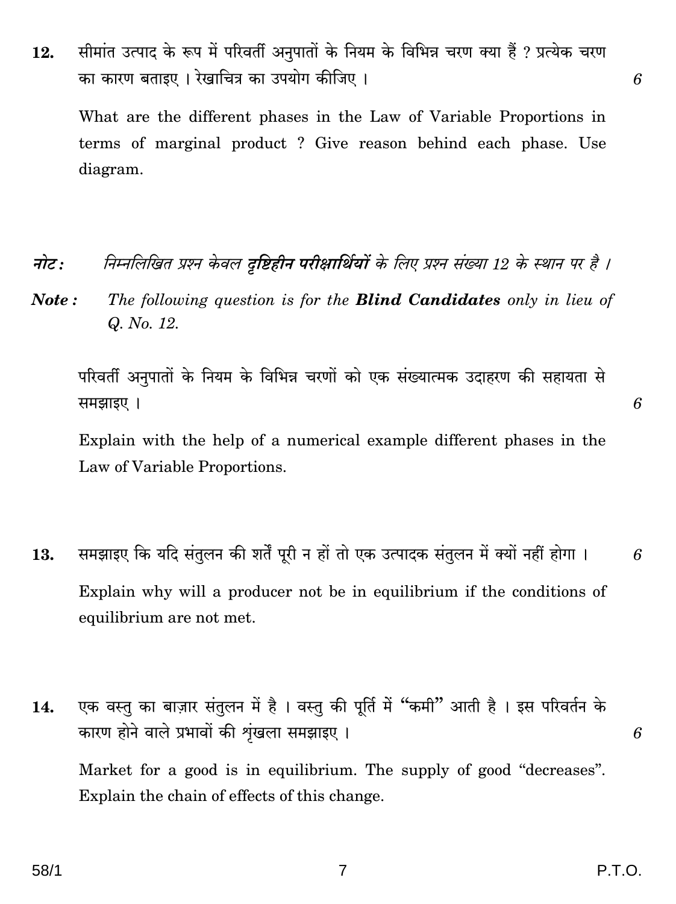12. सीमांत उत्पाद के रूप में परिवर्ती अनुपातों के नियम के विभिन्न चरण क्या हैं ? प्रत्येक चरण का कारण बताइए । रेखाचित्र का उपयोग कीजिए । 6

What are the different phases in the Law of Variable Proportions in terms of marginal product ? Give reason behind each phase. Use diagram.

*नोट : निम्नलिखित प्रश्न केवल* ***दृष्टिहीन परीक्षार्थियों*** *के लिए प्रश्न संख्या 12 के स्थान पर है ।*

***Note :*** *The following question is for the* ***Blind Candidates*** *only in lieu of Q. No. 12.*

परिवर्ती अनुपातों के नियम के विभिन्न चरणों को एक संख्यात्मक उदाहरण की सहायता से समझाइए । 6

Explain with the help of a numerical example different phases in the Law of Variable Proportions.

13. समझाइए कि यदि संतुलन की शर्तें पूरी न हों तो एक उत्पादक संतुलन में क्यों नहीं होगा । 6

Explain why will a producer not be in equilibrium if the conditions of equilibrium are not met.

14. एक वस्तु का बाज़ार संतुलन में है । वस्तु की पूर्ति में "कमी" आती है । इस परिवर्तन के कारण होने वाले प्रभावों की शृंखला समझाइए । 6

Market for a good is in equilibrium. The supply of good "decreases". Explain the chain of effects of this change.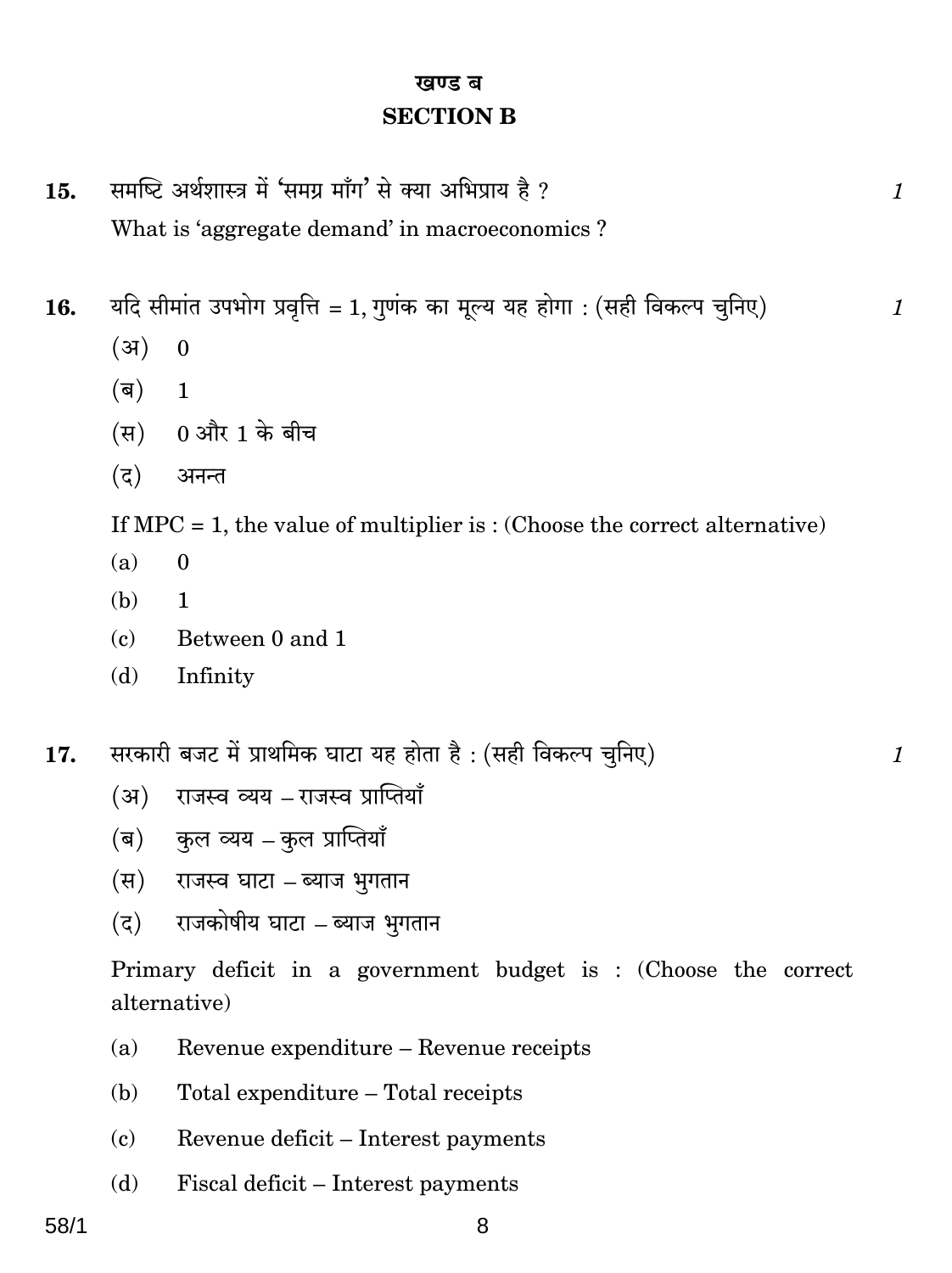## खण्ड ब
## SECTION B

**15.** समष्टि अर्थशास्त्र में 'समग्र माँग' से क्या अभिप्राय है ? *1*

What is 'aggregate demand' in macroeconomics ?

**16.** यदि सीमांत उपभोग प्रवृत्ति = 1, गुणंक का मूल्य यह होगा : (सही विकल्प चुनिए) *1*

(अ) 0

(ब) 1

(स) 0 और 1 के बीच

(द) अनन्त

If MPC = 1, the value of multiplier is : (Choose the correct alternative)

(a) 0

(b) 1

(c) Between 0 and 1

(d) Infinity

**17.** सरकारी बजट में प्राथमिक घाटा यह होता है : (सही विकल्प चुनिए) *1*

(अ) राजस्व व्यय – राजस्व प्राप्तियाँ

(ब) कुल व्यय – कुल प्राप्तियाँ

(स) राजस्व घाटा – ब्याज भुगतान

(द) राजकोषीय घाटा – ब्याज भुगतान

Primary deficit in a government budget is : (Choose the correct alternative)

(a) Revenue expenditure – Revenue receipts

(b) Total expenditure – Total receipts

(c) Revenue deficit – Interest payments

(d) Fiscal deficit – Interest payments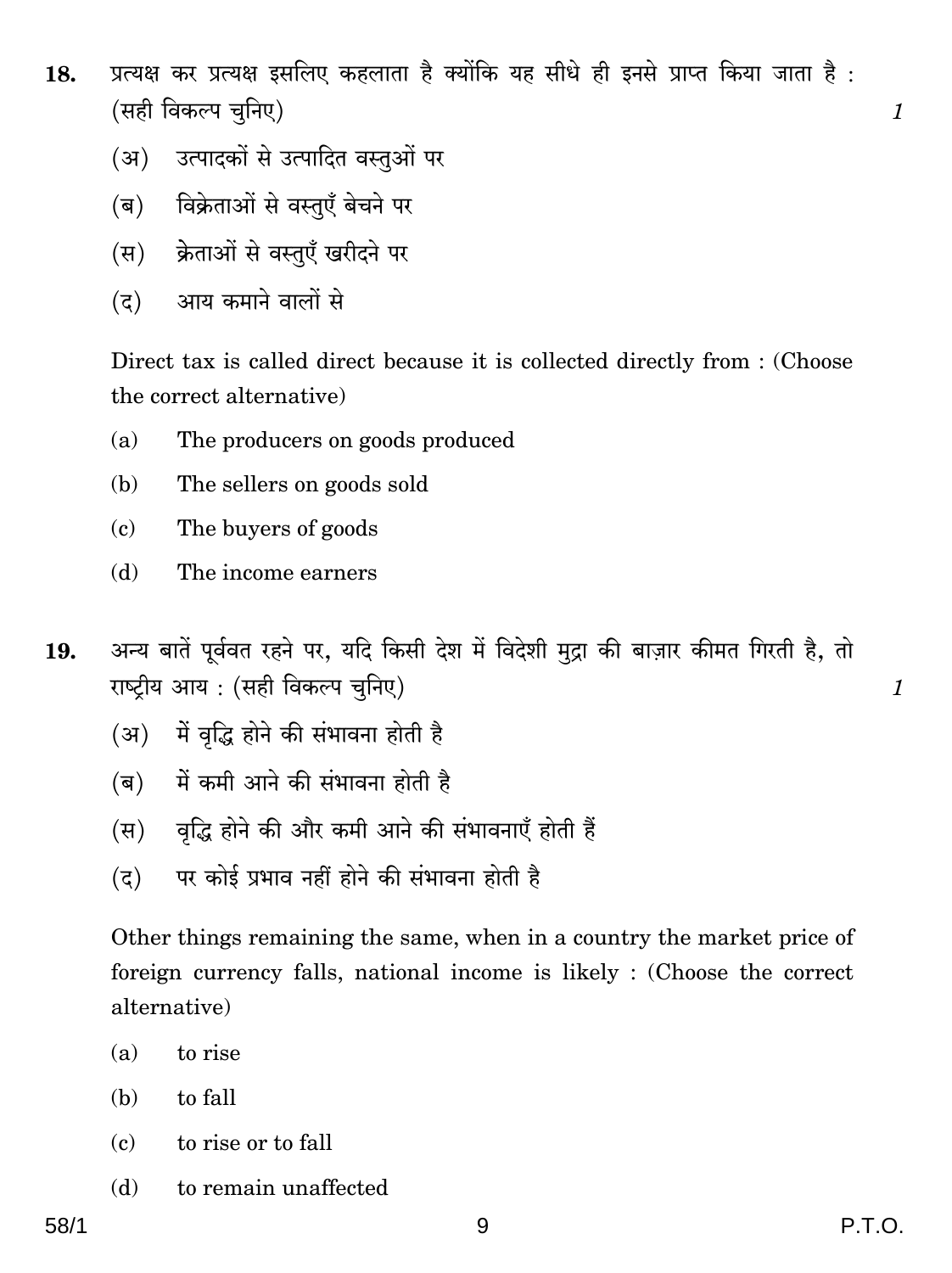18. प्रत्यक्ष कर प्रत्यक्ष इसलिए कहलाता है क्योंकि यह सीधे ही इनसे प्राप्त किया जाता है : (सही विकल्प चुनिए) *1*

(अ) उत्पादकों से उत्पादित वस्तुओं पर

(ब) विक्रेताओं से वस्तुएँ बेचने पर

(स) क्रेताओं से वस्तुएँ खरीदने पर

(द) आय कमाने वालों से

Direct tax is called direct because it is collected directly from : (Choose the correct alternative)

(a) The producers on goods produced

(b) The sellers on goods sold

(c) The buyers of goods

(d) The income earners

19. अन्य बातें पूर्ववत रहने पर, यदि किसी देश में विदेशी मुद्रा की बाज़ार कीमत गिरती है, तो राष्ट्रीय आय : (सही विकल्प चुनिए) *1*

(अ) में वृद्धि होने की संभावना होती है

(ब) में कमी आने की संभावना होती है

(स) वृद्धि होने की और कमी आने की संभावनाएँ होती हैं

(द) पर कोई प्रभाव नहीं होने की संभावना होती है

Other things remaining the same, when in a country the market price of foreign currency falls, national income is likely : (Choose the correct alternative)

(a) to rise

(b) to fall

(c) to rise or to fall

(d) to remain unaffected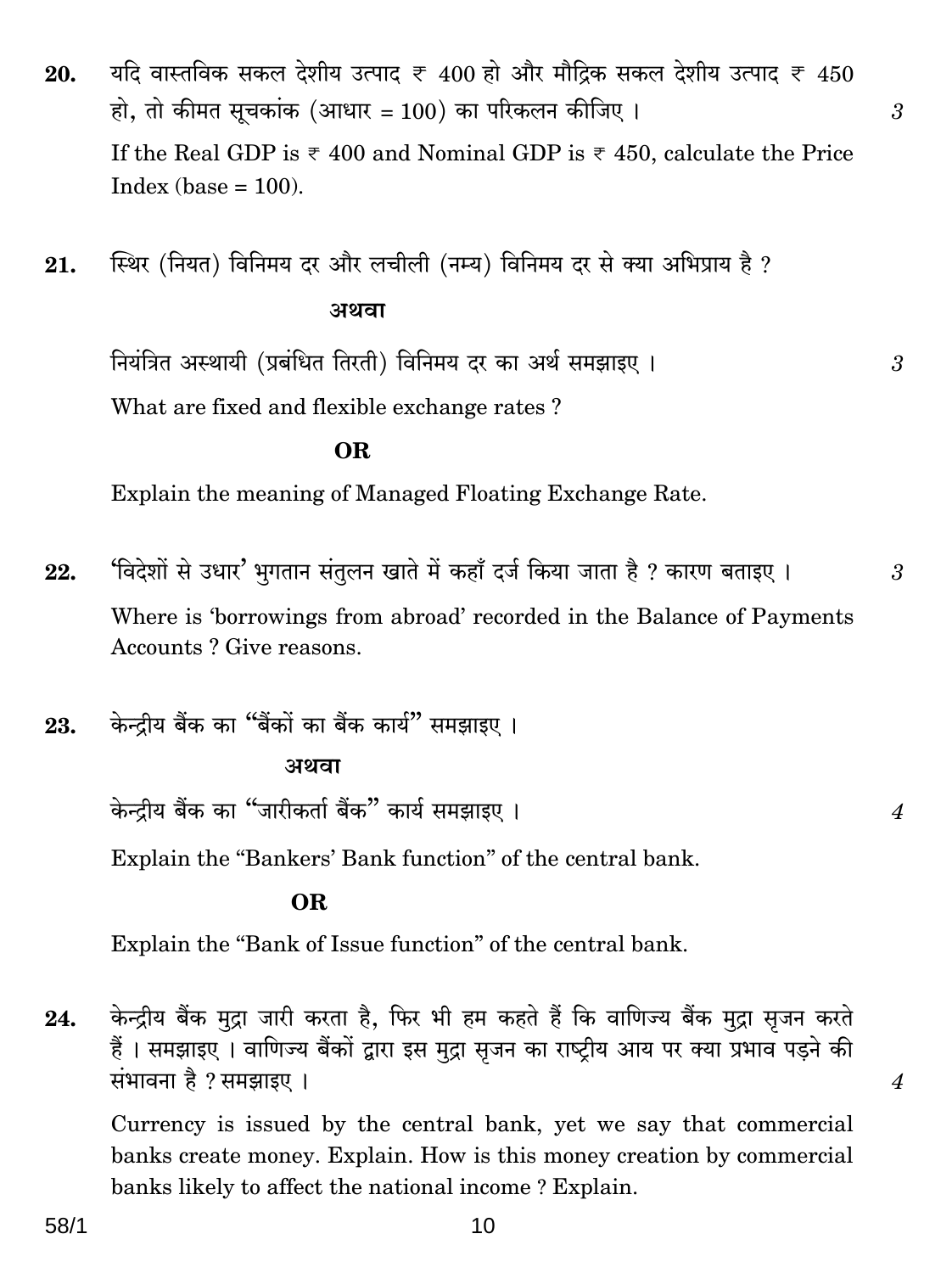20. यदि वास्तविक सकल देशीय उत्पाद ₹ 400 हो और मौद्रिक सकल देशीय उत्पाद ₹ 450 हो, तो कीमत सूचकांक (आधार = 100) का परिकलन कीजिए । *3*

If the Real GDP is ₹ 400 and Nominal GDP is ₹ 450, calculate the Price Index (base = 100).

21. स्थिर (नियत) विनिमय दर और लचीली (नम्य) विनिमय दर से क्या अभिप्राय है ?

**अथवा**

नियंत्रित अस्थायी (प्रबंधित तिरती) विनिमय दर का अर्थ समझाइए । *3*

What are fixed and flexible exchange rates ?

**OR**

Explain the meaning of Managed Floating Exchange Rate.

22. 'विदेशों से उधार' भुगतान संतुलन खाते में कहाँ दर्ज किया जाता है ? कारण बताइए । *3*

Where is 'borrowings from abroad' recorded in the Balance of Payments Accounts ? Give reasons.

23. केन्द्रीय बैंक का "बैंकों का बैंक कार्य" समझाइए ।

**अथवा**

केन्द्रीय बैंक का "जारीकर्ता बैंक" कार्य समझाइए । *4*

Explain the "Bankers' Bank function" of the central bank.

**OR**

Explain the "Bank of Issue function" of the central bank.

24. केन्द्रीय बैंक मुद्रा जारी करता है, फिर भी हम कहते हैं कि वाणिज्य बैंक मुद्रा सृजन करते हैं । समझाइए । वाणिज्य बैंकों द्वारा इस मुद्रा सृजन का राष्ट्रीय आय पर क्या प्रभाव पड़ने की संभावना है ? समझाइए । *4*

Currency is issued by the central bank, yet we say that commercial banks create money. Explain. How is this money creation by commercial banks likely to affect the national income ? Explain.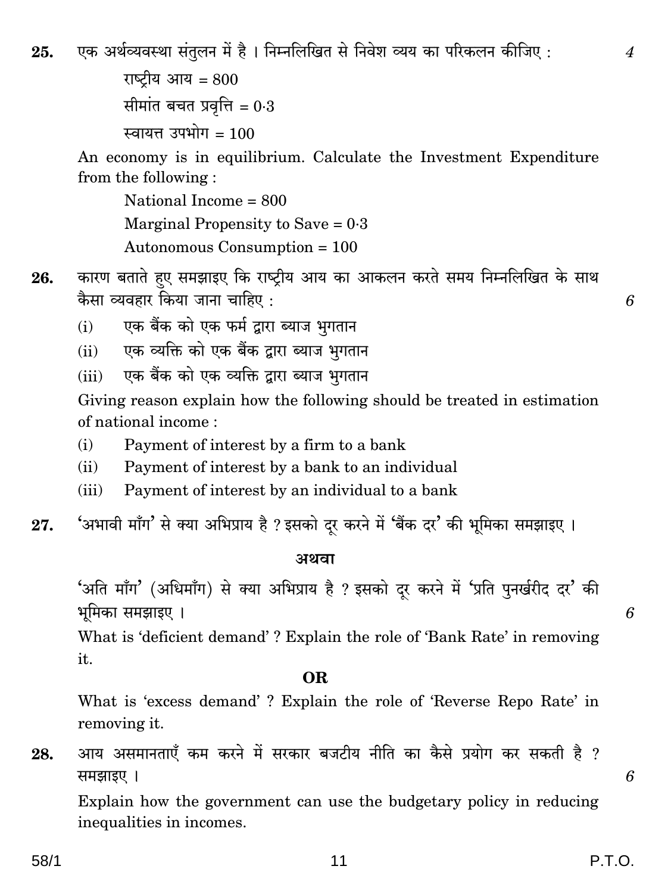25. एक अर्थव्यवस्था संतुलन में है । निम्नलिखित से निवेश व्यय का परिकलन कीजिए : 4

राष्ट्रीय आय = 800

सीमांत बचत प्रवृत्ति = 0·3

स्वायत्त उपभोग = 100

An economy is in equilibrium. Calculate the Investment Expenditure from the following :

National Income = 800

Marginal Propensity to Save = 0·3

Autonomous Consumption = 100

26. कारण बताते हुए समझाइए कि राष्ट्रीय आय का आकलन करते समय निम्नलिखित के साथ कैसा व्यवहार किया जाना चाहिए : 6

(i) एक बैंक को एक फर्म द्वारा ब्याज भुगतान

(ii) एक व्यक्ति को एक बैंक द्वारा ब्याज भुगतान

(iii) एक बैंक को एक व्यक्ति द्वारा ब्याज भुगतान

Giving reason explain how the following should be treated in estimation of national income :

(i) Payment of interest by a firm to a bank

(ii) Payment of interest by a bank to an individual

(iii) Payment of interest by an individual to a bank

27. 'अभावी माँग' से क्या अभिप्राय है ? इसको दूर करने में 'बैंक दर' की भूमिका समझाइए ।

**अथवा**

'अति माँग' (अधिमाँग) से क्या अभिप्राय है ? इसको दूर करने में 'प्रति पुनर्खरीद दर' की भूमिका समझाइए । 6

What is 'deficient demand' ? Explain the role of 'Bank Rate' in removing it.

**OR**

What is 'excess demand' ? Explain the role of 'Reverse Repo Rate' in removing it.

28. आय असमानताएँ कम करने में सरकार बजटीय नीति का कैसे प्रयोग कर सकती है ? समझाइए । 6

Explain how the government can use the budgetary policy in reducing inequalities in incomes.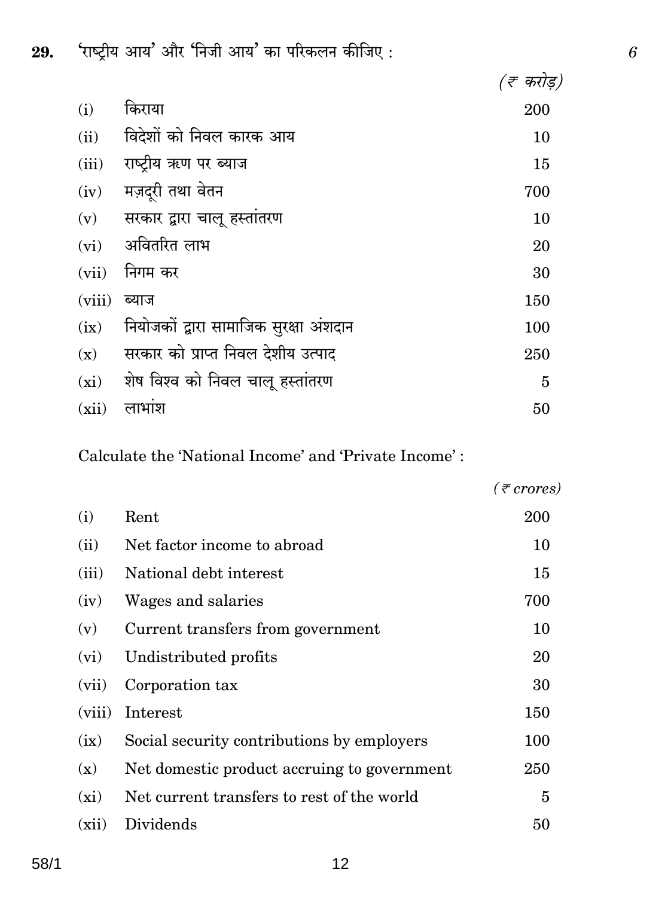**29.** 'राष्ट्रीय आय' और 'निजी आय' का परिकलन कीजिए : 6

| | | (₹ करोड़) |
|---|---|---|
| (i) | किराया | 200 |
| (ii) | विदेशों को निवल कारक आय | 10 |
| (iii) | राष्ट्रीय ऋण पर ब्याज | 15 |
| (iv) | मज़दूरी तथा वेतन | 700 |
| (v) | सरकार द्वारा चालू हस्तांतरण | 10 |
| (vi) | अवितरित लाभ | 20 |
| (vii) | निगम कर | 30 |
| (viii) | ब्याज | 150 |
| (ix) | नियोजकों द्वारा सामाजिक सुरक्षा अंशदान | 100 |
| (x) | सरकार को प्राप्त निवल देशीय उत्पाद | 250 |
| (xi) | शेष विश्व को निवल चालू हस्तांतरण | 5 |
| (xii) | लाभांश | 50 |

Calculate the 'National Income' and 'Private Income' :

| | | (₹ crores) |
|---|---|---|
| (i) | Rent | 200 |
| (ii) | Net factor income to abroad | 10 |
| (iii) | National debt interest | 15 |
| (iv) | Wages and salaries | 700 |
| (v) | Current transfers from government | 10 |
| (vi) | Undistributed profits | 20 |
| (vii) | Corporation tax | 30 |
| (viii) | Interest | 150 |
| (ix) | Social security contributions by employers | 100 |
| (x) | Net domestic product accruing to government | 250 |
| (xi) | Net current transfers to rest of the world | 5 |
| (xii) | Dividends | 50 |